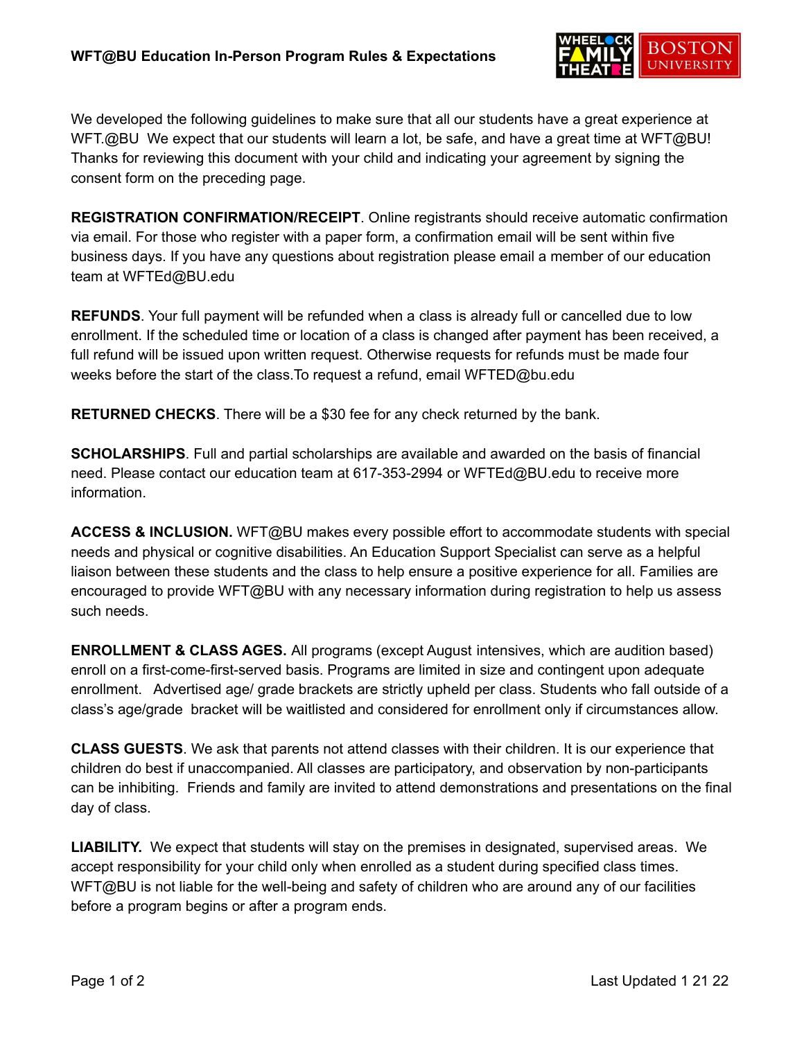# WFT@BU Education In-Person Program Rules & Expectations

We developed the following guidelines to make sure that all our students have a great experience at WFT.@BU We expect that our students will learn a lot, be safe, and have a great time at WFT@BU! Thanks for reviewing this document with your child and indicating your agreement by signing the consent form on the preceding page.

**REGISTRATION CONFIRMATION/RECEIPT**. Online registrants should receive automatic confirmation via email. For those who register with a paper form, a confirmation email will be sent within five business days. If you have any questions about registration please email a member of our education team at WFTEd@BU.edu

**REFUNDS**. Your full payment will be refunded when a class is already full or cancelled due to low enrollment. If the scheduled time or location of a class is changed after payment has been received, a full refund will be issued upon written request. Otherwise requests for refunds must be made four weeks before the start of the class.To request a refund, email WFTED@bu.edu

**RETURNED CHECKS**. There will be a $30 fee for any check returned by the bank.

**SCHOLARSHIPS**. Full and partial scholarships are available and awarded on the basis of financial need. Please contact our education team at 617-353-2994 or WFTEd@BU.edu to receive more information.

**ACCESS & INCLUSION.** WFT@BU makes every possible effort to accommodate students with special needs and physical or cognitive disabilities. An Education Support Specialist can serve as a helpful liaison between these students and the class to help ensure a positive experience for all. Families are encouraged to provide WFT@BU with any necessary information during registration to help us assess such needs.

**ENROLLMENT & CLASS AGES.** All programs (except August intensives, which are audition based) enroll on a first-come-first-served basis. Programs are limited in size and contingent upon adequate enrollment. Advertised age/ grade brackets are strictly upheld per class. Students who fall outside of a class's age/grade bracket will be waitlisted and considered for enrollment only if circumstances allow.

**CLASS GUESTS**. We ask that parents not attend classes with their children. It is our experience that children do best if unaccompanied. All classes are participatory, and observation by non-participants can be inhibiting. Friends and family are invited to attend demonstrations and presentations on the final day of class.

**LIABILITY.** We expect that students will stay on the premises in designated, supervised areas. We accept responsibility for your child only when enrolled as a student during specified class times. WFT@BU is not liable for the well-being and safety of children who are around any of our facilities before a program begins or after a program ends.

Last Updated 1 21 22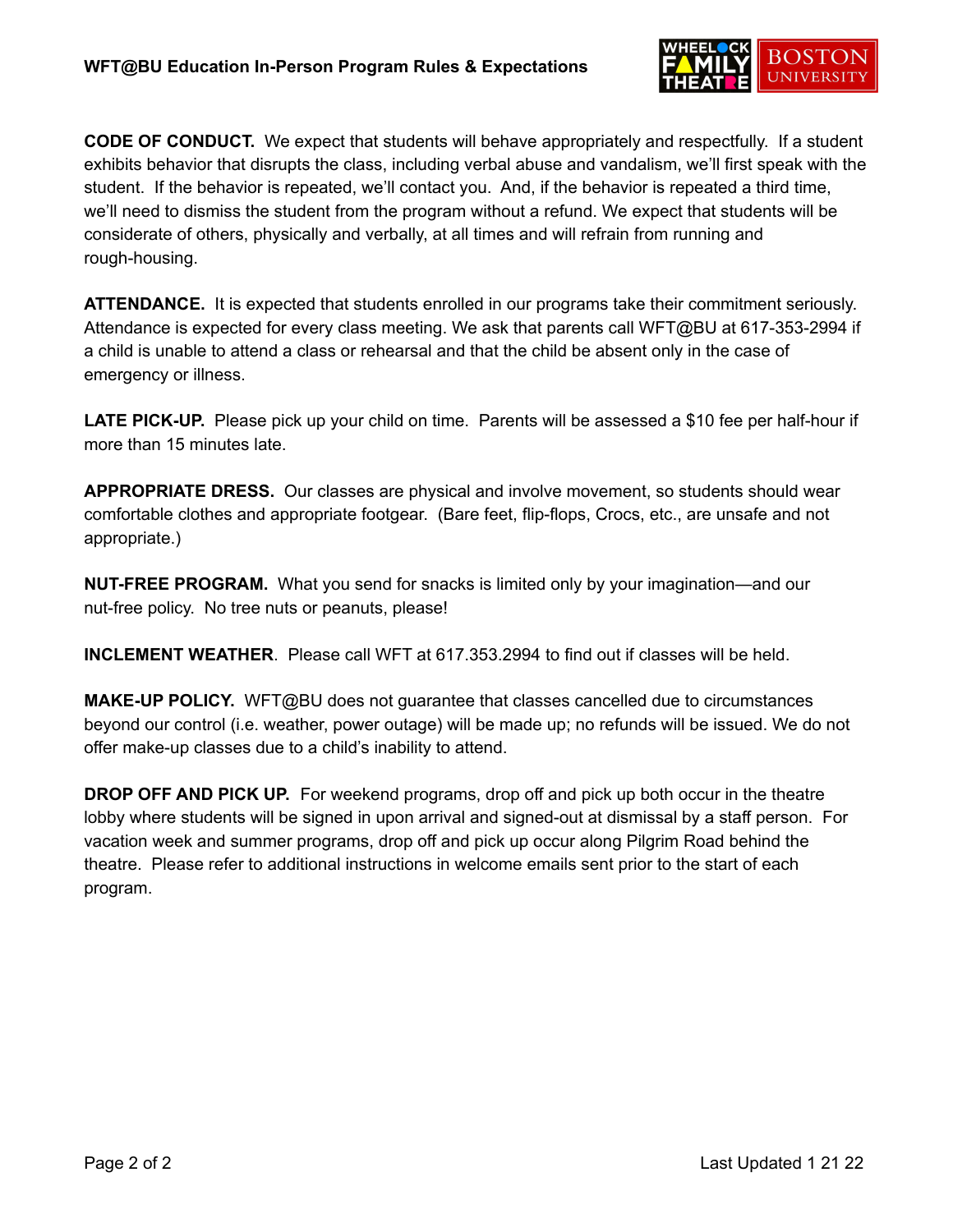**CODE OF CONDUCT.** We expect that students will behave appropriately and respectfully. If a student exhibits behavior that disrupts the class, including verbal abuse and vandalism, we'll first speak with the student. If the behavior is repeated, we'll contact you. And, if the behavior is repeated a third time, we'll need to dismiss the student from the program without a refund. We expect that students will be considerate of others, physically and verbally, at all times and will refrain from running and rough-housing.

**ATTENDANCE.** It is expected that students enrolled in our programs take their commitment seriously. Attendance is expected for every class meeting. We ask that parents call WFT@BU at 617-353-2994 if a child is unable to attend a class or rehearsal and that the child be absent only in the case of emergency or illness.

**LATE PICK-UP.** Please pick up your child on time. Parents will be assessed a $10 fee per half-hour if more than 15 minutes late.

**APPROPRIATE DRESS.** Our classes are physical and involve movement, so students should wear comfortable clothes and appropriate footgear. (Bare feet, flip-flops, Crocs, etc., are unsafe and not appropriate.)

**NUT-FREE PROGRAM.** What you send for snacks is limited only by your imagination—and our nut-free policy. No tree nuts or peanuts, please!

**INCLEMENT WEATHER**. Please call WFT at 617.353.2994 to find out if classes will be held.

**MAKE-UP POLICY.** WFT@BU does not guarantee that classes cancelled due to circumstances beyond our control (i.e. weather, power outage) will be made up; no refunds will be issued. We do not offer make-up classes due to a child's inability to attend.

**DROP OFF AND PICK UP.** For weekend programs, drop off and pick up both occur in the theatre lobby where students will be signed in upon arrival and signed-out at dismissal by a staff person. For vacation week and summer programs, drop off and pick up occur along Pilgrim Road behind the theatre. Please refer to additional instructions in welcome emails sent prior to the start of each program.

Last Updated 1 21 22